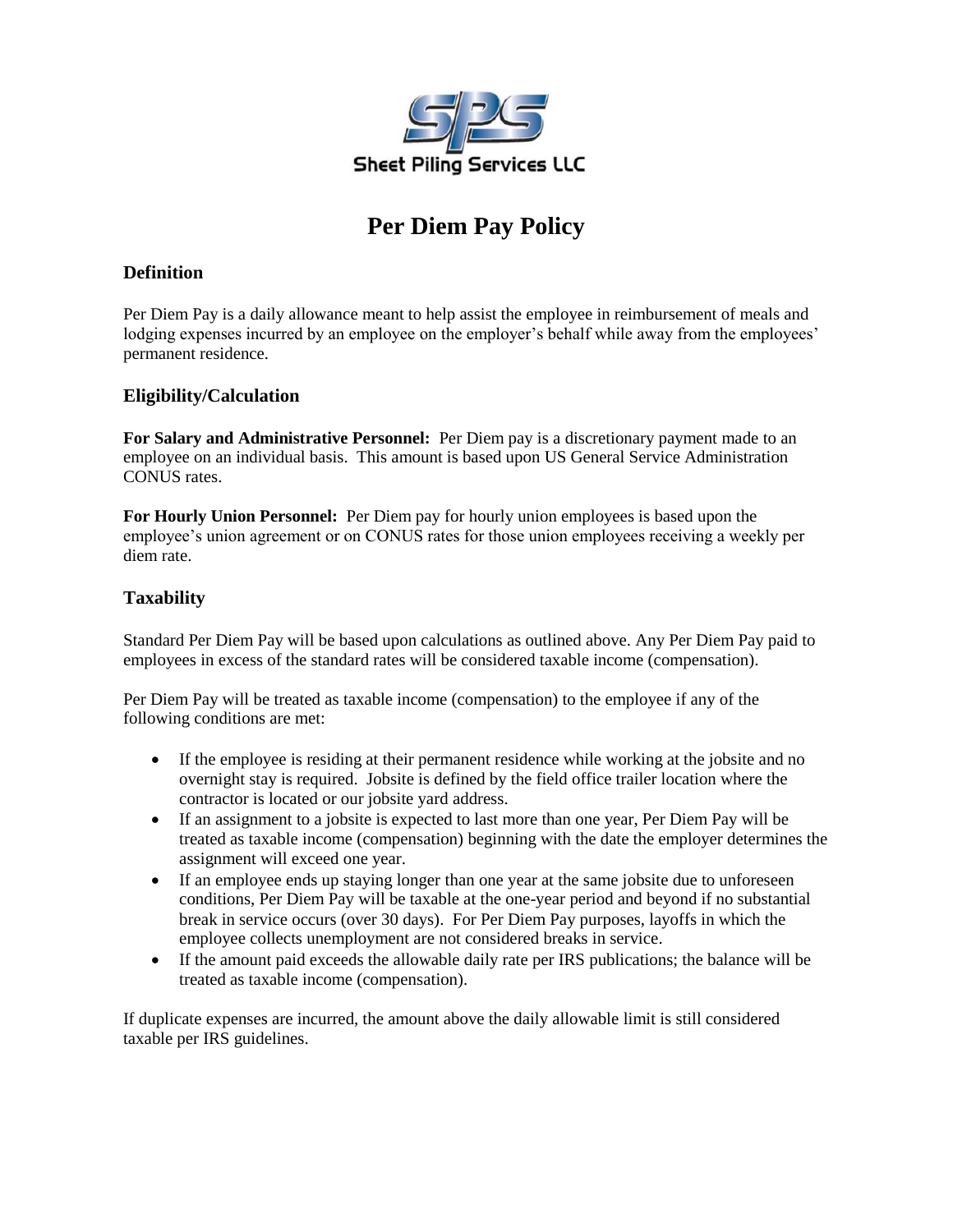SPS
Sheet Piling Services LLC

# Per Diem Pay Policy

## Definition

Per Diem Pay is a daily allowance meant to help assist the employee in reimbursement of meals and lodging expenses incurred by an employee on the employer's behalf while away from the employees' permanent residence.

## Eligibility/Calculation

**For Salary and Administrative Personnel:** Per Diem pay is a discretionary payment made to an employee on an individual basis. This amount is based upon US General Service Administration CONUS rates.

**For Hourly Union Personnel:** Per Diem pay for hourly union employees is based upon the employee's union agreement or on CONUS rates for those union employees receiving a weekly per diem rate.

## Taxability

Standard Per Diem Pay will be based upon calculations as outlined above. Any Per Diem Pay paid to employees in excess of the standard rates will be considered taxable income (compensation).

Per Diem Pay will be treated as taxable income (compensation) to the employee if any of the following conditions are met:

- If the employee is residing at their permanent residence while working at the jobsite and no overnight stay is required. Jobsite is defined by the field office trailer location where the contractor is located or our jobsite yard address.
- If an assignment to a jobsite is expected to last more than one year, Per Diem Pay will be treated as taxable income (compensation) beginning with the date the employer determines the assignment will exceed one year.
- If an employee ends up staying longer than one year at the same jobsite due to unforeseen conditions, Per Diem Pay will be taxable at the one-year period and beyond if no substantial break in service occurs (over 30 days). For Per Diem Pay purposes, layoffs in which the employee collects unemployment are not considered breaks in service.
- If the amount paid exceeds the allowable daily rate per IRS publications; the balance will be treated as taxable income (compensation).

If duplicate expenses are incurred, the amount above the daily allowable limit is still considered taxable per IRS guidelines.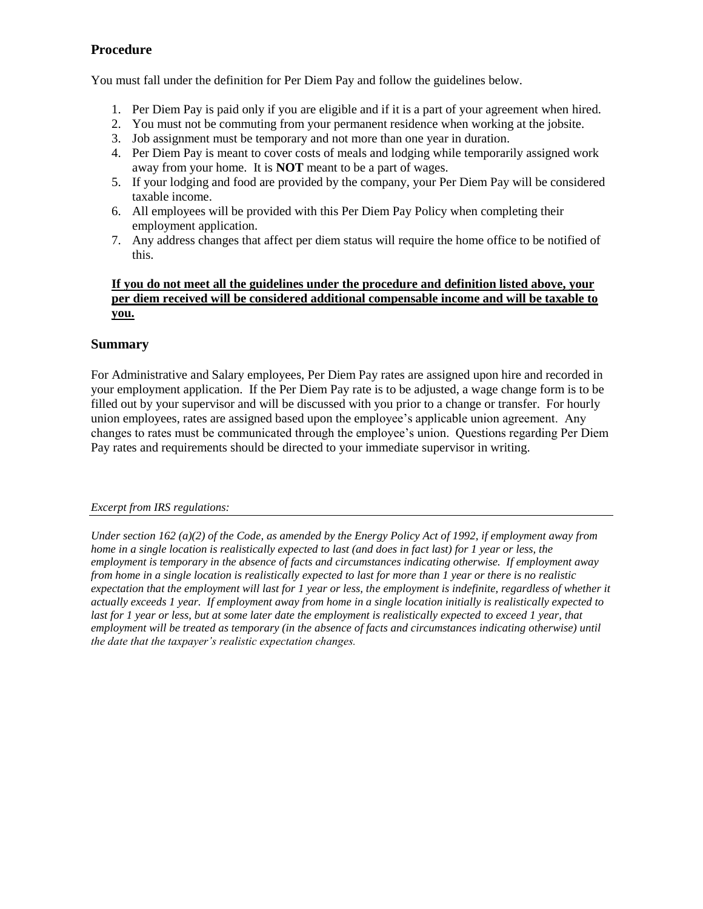## Procedure

You must fall under the definition for Per Diem Pay and follow the guidelines below.

1. Per Diem Pay is paid only if you are eligible and if it is a part of your agreement when hired.
2. You must not be commuting from your permanent residence when working at the jobsite.
3. Job assignment must be temporary and not more than one year in duration.
4. Per Diem Pay is meant to cover costs of meals and lodging while temporarily assigned work away from your home. It is **NOT** meant to be a part of wages.
5. If your lodging and food are provided by the company, your Per Diem Pay will be considered taxable income.
6. All employees will be provided with this Per Diem Pay Policy when completing their employment application.
7. Any address changes that affect per diem status will require the home office to be notified of this.

<u>**If you do not meet all the guidelines under the procedure and definition listed above, your per diem received will be considered additional compensable income and will be taxable to you.**</u>

## Summary

For Administrative and Salary employees, Per Diem Pay rates are assigned upon hire and recorded in your employment application. If the Per Diem Pay rate is to be adjusted, a wage change form is to be filled out by your supervisor and will be discussed with you prior to a change or transfer. For hourly union employees, rates are assigned based upon the employee's applicable union agreement. Any changes to rates must be communicated through the employee's union. Questions regarding Per Diem Pay rates and requirements should be directed to your immediate supervisor in writing.

*Excerpt from IRS regulations:*

---

*Under section 162 (a)(2) of the Code, as amended by the Energy Policy Act of 1992, if employment away from home in a single location is realistically expected to last (and does in fact last) for 1 year or less, the employment is temporary in the absence of facts and circumstances indicating otherwise. If employment away from home in a single location is realistically expected to last for more than 1 year or there is no realistic expectation that the employment will last for 1 year or less, the employment is indefinite, regardless of whether it actually exceeds 1 year. If employment away from home in a single location initially is realistically expected to last for 1 year or less, but at some later date the employment is realistically expected to exceed 1 year, that employment will be treated as temporary (in the absence of facts and circumstances indicating otherwise) until the date that the taxpayer's realistic expectation changes.*